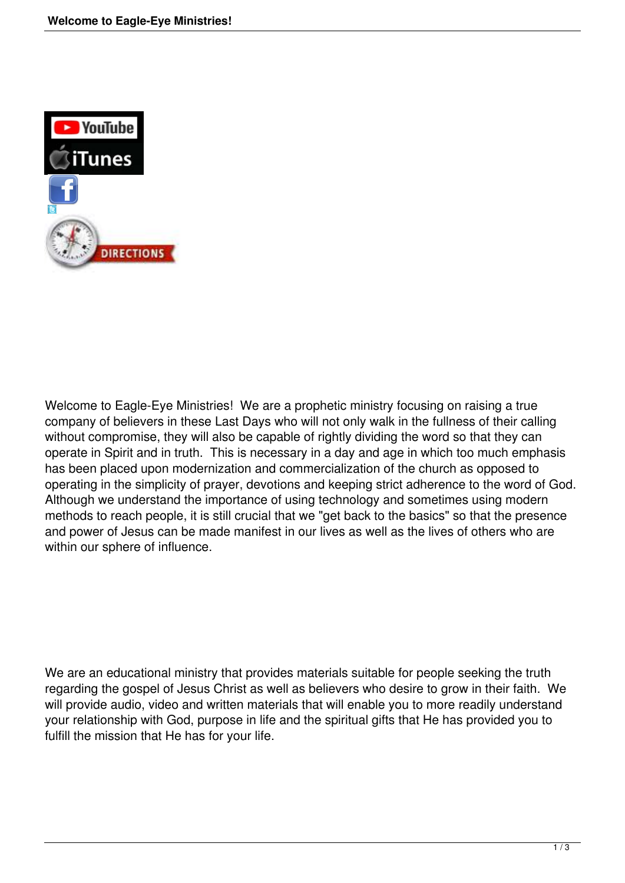Welcome to Eagle-Eye Ministries!  We are a prophetic ministry focusing on raising a true company of believers in these Last Days who will not only walk in the fullness of their calling without compromise, they will also be capable of rightly dividing the word so that they can operate in Spirit and in truth.  This is necessary in a day and age in which too much emphasis has been placed upon modernization and commercialization of the church as opposed to operating in the simplicity of prayer, devotions and keeping strict adherence to the word of God.  Although we understand the importance of using technology and sometimes using modern methods to reach people, it is still crucial that we "get back to the basics" so that the presence and power of Jesus can be made manifest in our lives as well as the lives of others who are within our sphere of influence.

We are an educational ministry that provides materials suitable for people seeking the truth regarding the gospel of Jesus Christ as well as believers who desire to grow in their faith.  We will provide audio, video and written materials that will enable you to more readily understand your relationship with God, purpose in life and the spiritual gifts that He has provided you to fulfill the mission that He has for your life.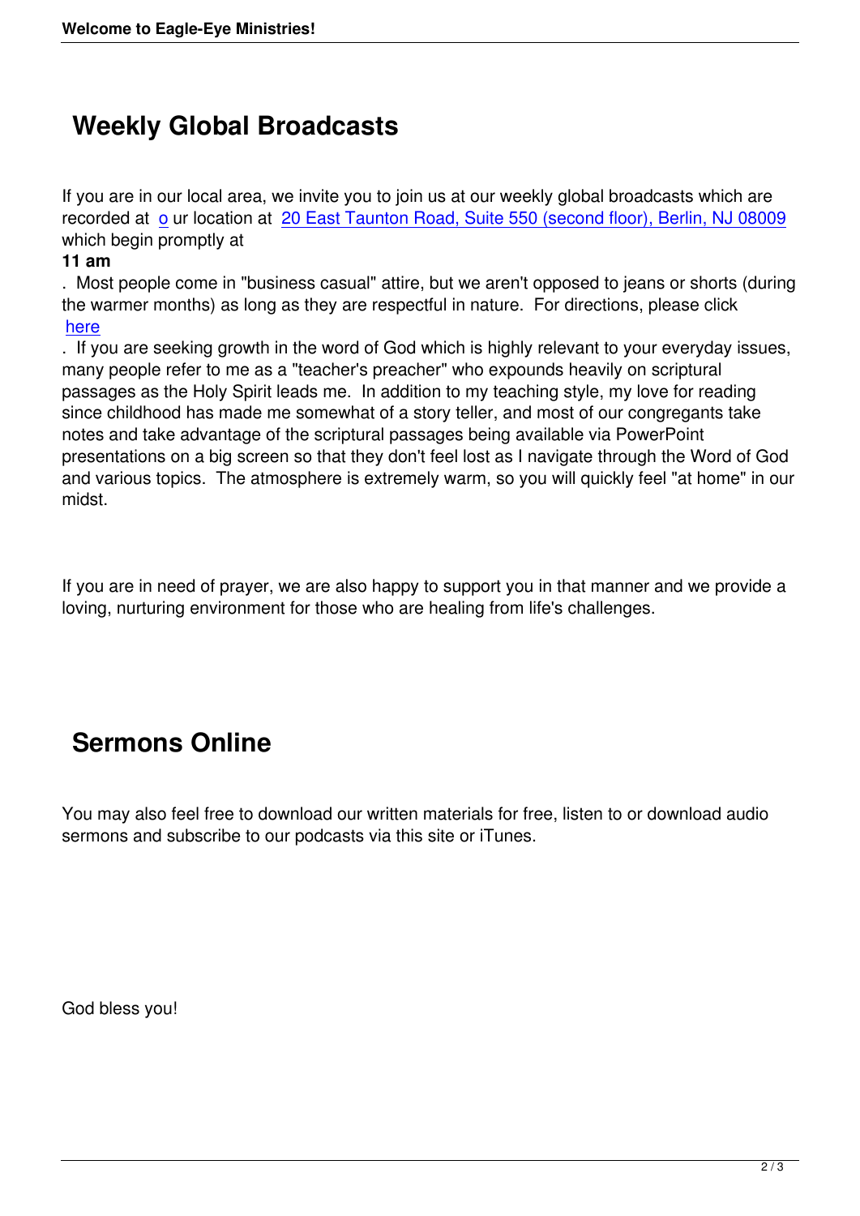## Weekly Global Broadcasts

If you are in our local area, we invite you to join us at our weekly global broadcasts which are recorded at our location at 20 East Taunton Road, Suite 550 (second floor), Berlin, NJ 08009 which begin promptly at **11 am**. Most people come in "business casual" attire, but we aren't opposed to jeans or shorts (during the warmer months) as long as they are respectful in nature. For directions, please click here. If you are seeking growth in the word of God which is highly relevant to your everyday issues, many people refer to me as a "teacher's preacher" who expounds heavily on scriptural passages as the Holy Spirit leads me. In addition to my teaching style, my love for reading since childhood has made me somewhat of a story teller, and most of our congregants take notes and take advantage of the scriptural passages being available via PowerPoint presentations on a big screen so that they don't feel lost as I navigate through the Word of God and various topics. The atmosphere is extremely warm, so you will quickly feel "at home" in our midst.

If you are in need of prayer, we are also happy to support you in that manner and we provide a loving, nurturing environment for those who are healing from life's challenges.

## Sermons Online

You may also feel free to download our written materials for free, listen to or download audio sermons and subscribe to our podcasts via this site or iTunes.

God bless you!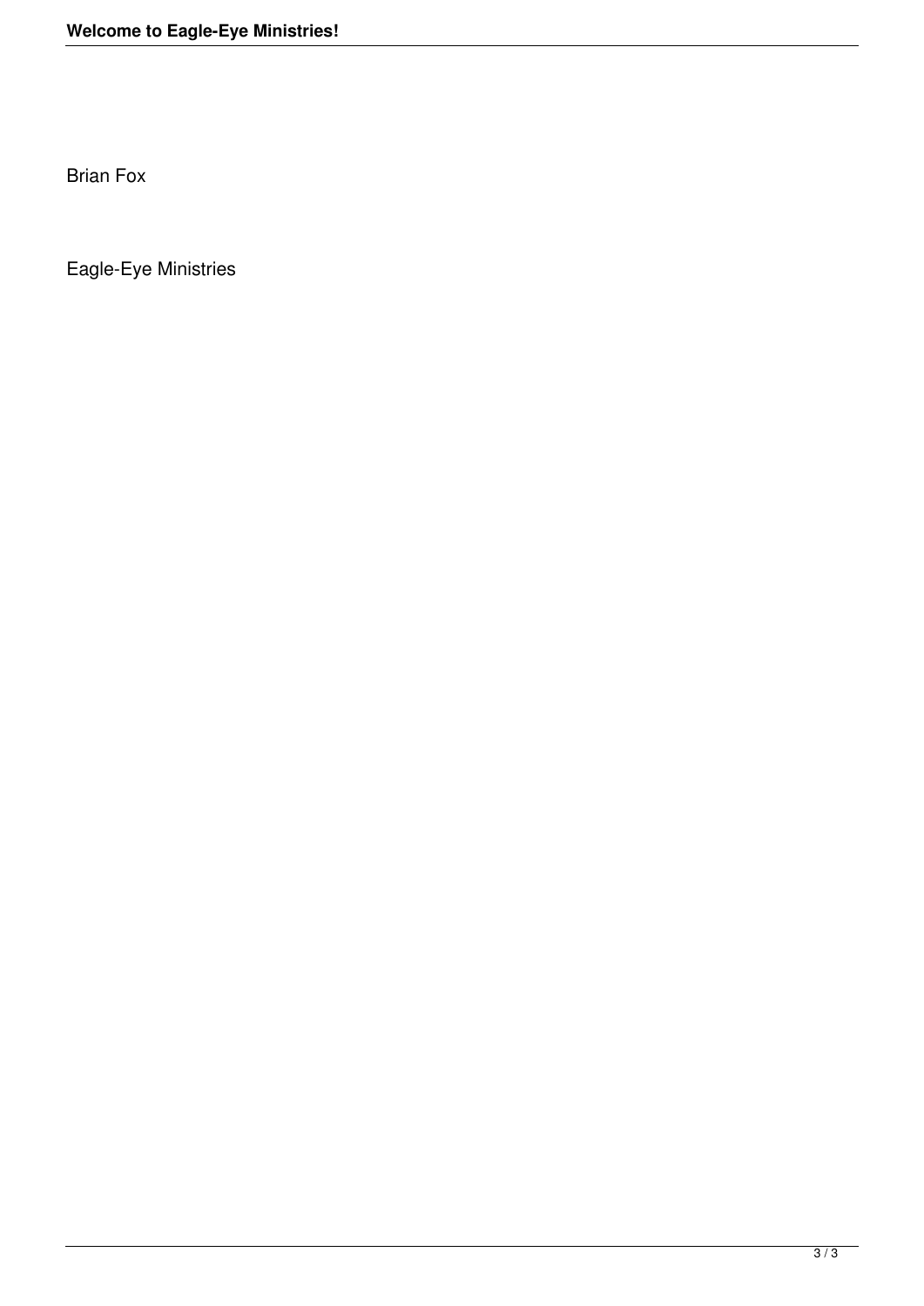Brian Fox

Eagle-Eye Ministries